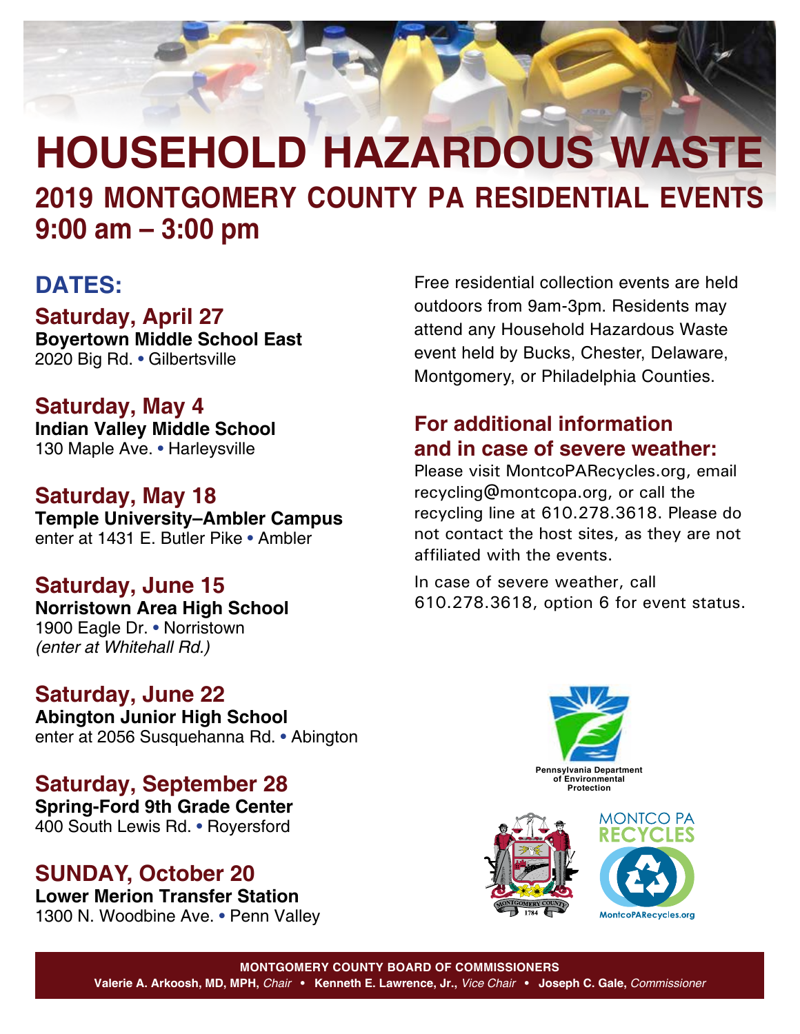# HOUSEHOLD HAZARDOUS WASTE

## 2019 MONTGOMERY COUNTY PA RESIDENTIAL EVENTS

## 9:00 am – 3:00 pm

### DATES:

**Saturday, April 27**
**Boyertown Middle School East**
2020 Big Rd. • Gilbertsville

**Saturday, May 4**
**Indian Valley Middle School**
130 Maple Ave. • Harleysville

**Saturday, May 18**
**Temple University–Ambler Campus**
enter at 1431 E. Butler Pike • Ambler

**Saturday, June 15**
**Norristown Area High School**
1900 Eagle Dr. • Norristown
*(enter at Whitehall Rd.)*

**Saturday, June 22**
**Abington Junior High School**
enter at 2056 Susquehanna Rd. • Abington

**Saturday, September 28**
**Spring-Ford 9th Grade Center**
400 South Lewis Rd. • Royersford

**SUNDAY, October 20**
**Lower Merion Transfer Station**
1300 N. Woodbine Ave. • Penn Valley

Free residential collection events are held outdoors from 9am-3pm. Residents may attend any Household Hazardous Waste event held by Bucks, Chester, Delaware, Montgomery, or Philadelphia Counties.

### For additional information and in case of severe weather:

Please visit MontcoPARecycles.org, email recycling@montcopa.org, or call the recycling line at 610.278.3618. Please do not contact the host sites, as they are not affiliated with the events.

In case of severe weather, call 610.278.3618, option 6 for event status.

Pennsylvania Department of Environmental Protection

MONTCO PA RECYCLES
MontcoPARecycles.org

**MONTGOMERY COUNTY BOARD OF COMMISSIONERS**
**Valerie A. Arkoosh, MD, MPH,** *Chair* • **Kenneth E. Lawrence, Jr.,** *Vice Chair* • **Joseph C. Gale,** *Commissioner*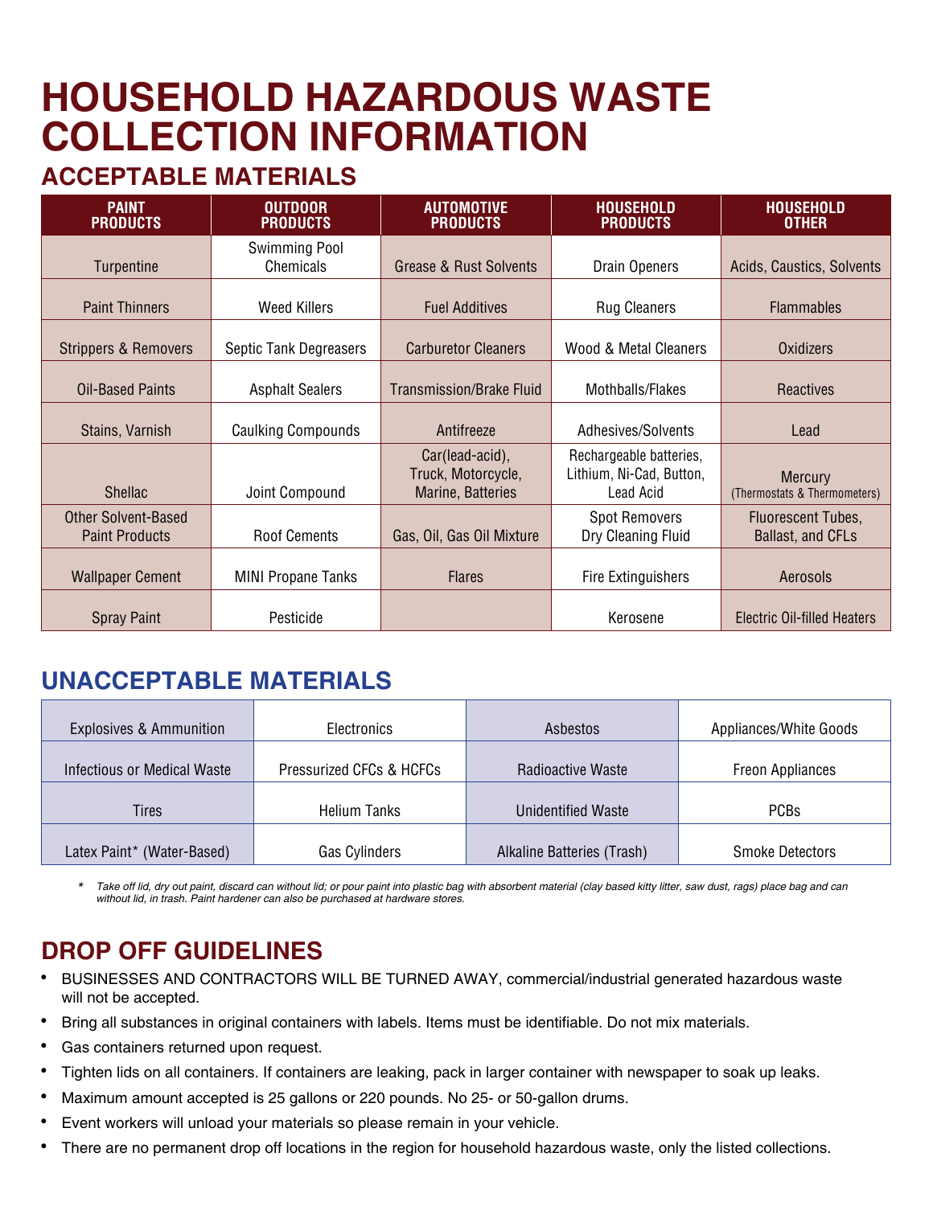# HOUSEHOLD HAZARDOUS WASTE COLLECTION INFORMATION

## ACCEPTABLE MATERIALS

| PAINT PRODUCTS | OUTDOOR PRODUCTS | AUTOMOTIVE PRODUCTS | HOUSEHOLD PRODUCTS | HOUSEHOLD OTHER |
|---|---|---|---|---|
| Turpentine | Swimming Pool Chemicals | Grease & Rust Solvents | Drain Openers | Acids, Caustics, Solvents |
| Paint Thinners | Weed Killers | Fuel Additives | Rug Cleaners | Flammables |
| Strippers & Removers | Septic Tank Degreasers | Carburetor Cleaners | Wood & Metal Cleaners | Oxidizers |
| Oil-Based Paints | Asphalt Sealers | Transmission/Brake Fluid | Mothballs/Flakes | Reactives |
| Stains, Varnish | Caulking Compounds | Antifreeze | Adhesives/Solvents | Lead |
| Shellac | Joint Compound | Car(lead-acid), Truck, Motorcycle, Marine, Batteries | Rechargeable batteries, Lithium, Ni-Cad, Button, Lead Acid | Mercury (Thermostats & Thermometers) |
| Other Solvent-Based Paint Products | Roof Cements | Gas, Oil, Gas Oil Mixture | Spot Removers Dry Cleaning Fluid | Fluorescent Tubes, Ballast, and CFLs |
| Wallpaper Cement | MINI Propane Tanks | Flares | Fire Extinguishers | Aerosols |
| Spray Paint | Pesticide | | Kerosene | Electric Oil-filled Heaters |

## UNACCEPTABLE MATERIALS

| | | | |
|---|---|---|---|
| Explosives & Ammunition | Electronics | Asbestos | Appliances/White Goods |
| Infectious or Medical Waste | Pressurized CFCs & HCFCs | Radioactive Waste | Freon Appliances |
| Tires | Helium Tanks | Unidentified Waste | PCBs |
| Latex Paint* (Water-Based) | Gas Cylinders | Alkaline Batteries (Trash) | Smoke Detectors |

*\* Take off lid, dry out paint, discard can without lid; or pour paint into plastic bag with absorbent material (clay based kitty litter, saw dust, rags) place bag and can without lid, in trash. Paint hardener can also be purchased at hardware stores.*

## DROP OFF GUIDELINES

- BUSINESSES AND CONTRACTORS WILL BE TURNED AWAY, commercial/industrial generated hazardous waste will not be accepted.
- Bring all substances in original containers with labels. Items must be identifiable. Do not mix materials.
- Gas containers returned upon request.
- Tighten lids on all containers. If containers are leaking, pack in larger container with newspaper to soak up leaks.
- Maximum amount accepted is 25 gallons or 220 pounds. No 25- or 50-gallon drums.
- Event workers will unload your materials so please remain in your vehicle.
- There are no permanent drop off locations in the region for household hazardous waste, only the listed collections.